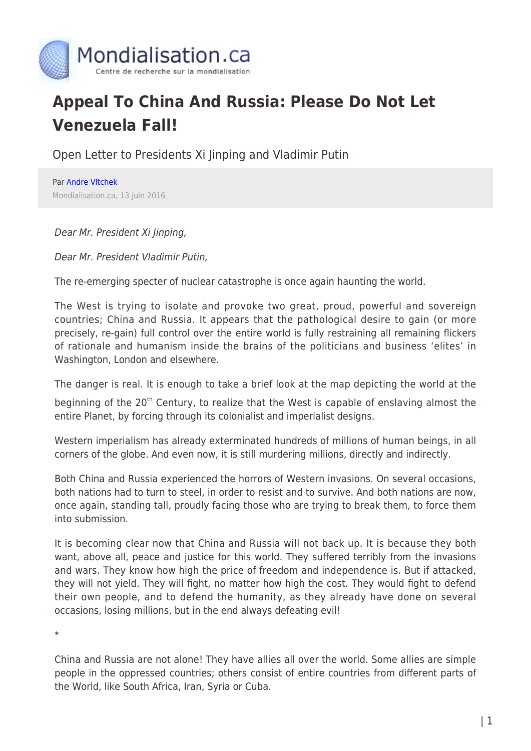# Appeal To China And Russia: Please Do Not Let Venezuela Fall!

Open Letter to Presidents Xi Jinping and Vladimir Putin

Par Andre Vltchek

Mondialisation.ca, 13 juin 2016

*Dear Mr. President Xi Jinping,*

*Dear Mr. President Vladimir Putin,*

The re-emerging specter of nuclear catastrophe is once again haunting the world.

The West is trying to isolate and provoke two great, proud, powerful and sovereign countries; China and Russia. It appears that the pathological desire to gain (or more precisely, re-gain) full control over the entire world is fully restraining all remaining flickers of rationale and humanism inside the brains of the politicians and business 'elites' in Washington, London and elsewhere.

The danger is real. It is enough to take a brief look at the map depicting the world at the beginning of the 20th Century, to realize that the West is capable of enslaving almost the entire Planet, by forcing through its colonialist and imperialist designs.

Western imperialism has already exterminated hundreds of millions of human beings, in all corners of the globe. And even now, it is still murdering millions, directly and indirectly.

Both China and Russia experienced the horrors of Western invasions. On several occasions, both nations had to turn to steel, in order to resist and to survive. And both nations are now, once again, standing tall, proudly facing those who are trying to break them, to force them into submission.

It is becoming clear now that China and Russia will not back up. It is because they both want, above all, peace and justice for this world. They suffered terribly from the invasions and wars. They know how high the price of freedom and independence is. But if attacked, they will not yield. They will fight, no matter how high the cost. They would fight to defend their own people, and to defend the humanity, as they already have done on several occasions, losing millions, but in the end always defeating evil!

*

China and Russia are not alone! They have allies all over the world. Some allies are simple people in the oppressed countries; others consist of entire countries from different parts of the World, like South Africa, Iran, Syria or Cuba.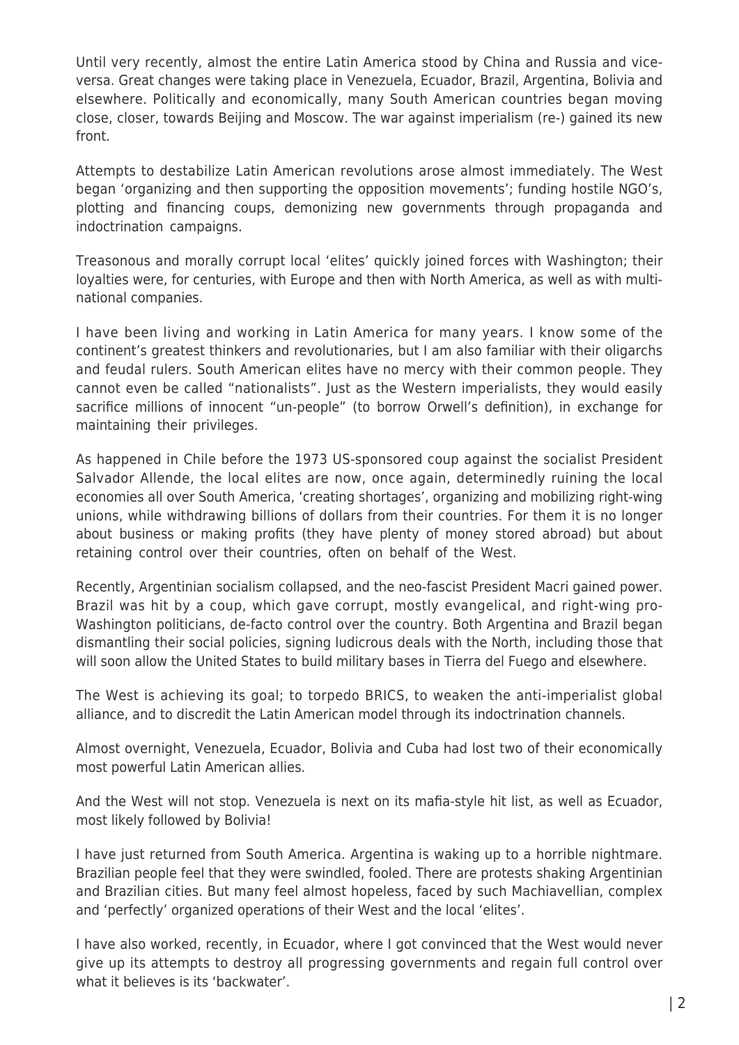Until very recently, almost the entire Latin America stood by China and Russia and vice-versa. Great changes were taking place in Venezuela, Ecuador, Brazil, Argentina, Bolivia and elsewhere. Politically and economically, many South American countries began moving close, closer, towards Beijing and Moscow. The war against imperialism (re-) gained its new front.

Attempts to destabilize Latin American revolutions arose almost immediately. The West began 'organizing and then supporting the opposition movements'; funding hostile NGO's, plotting and financing coups, demonizing new governments through propaganda and indoctrination campaigns.

Treasonous and morally corrupt local 'elites' quickly joined forces with Washington; their loyalties were, for centuries, with Europe and then with North America, as well as with multi-national companies.

I have been living and working in Latin America for many years. I know some of the continent's greatest thinkers and revolutionaries, but I am also familiar with their oligarchs and feudal rulers. South American elites have no mercy with their common people. They cannot even be called "nationalists". Just as the Western imperialists, they would easily sacrifice millions of innocent "un-people" (to borrow Orwell's definition), in exchange for maintaining their privileges.

As happened in Chile before the 1973 US-sponsored coup against the socialist President Salvador Allende, the local elites are now, once again, determinedly ruining the local economies all over South America, 'creating shortages', organizing and mobilizing right-wing unions, while withdrawing billions of dollars from their countries. For them it is no longer about business or making profits (they have plenty of money stored abroad) but about retaining control over their countries, often on behalf of the West.

Recently, Argentinian socialism collapsed, and the neo-fascist President Macri gained power. Brazil was hit by a coup, which gave corrupt, mostly evangelical, and right-wing pro-Washington politicians, de-facto control over the country. Both Argentina and Brazil began dismantling their social policies, signing ludicrous deals with the North, including those that will soon allow the United States to build military bases in Tierra del Fuego and elsewhere.

The West is achieving its goal; to torpedo BRICS, to weaken the anti-imperialist global alliance, and to discredit the Latin American model through its indoctrination channels.

Almost overnight, Venezuela, Ecuador, Bolivia and Cuba had lost two of their economically most powerful Latin American allies.

And the West will not stop. Venezuela is next on its mafia-style hit list, as well as Ecuador, most likely followed by Bolivia!

I have just returned from South America. Argentina is waking up to a horrible nightmare. Brazilian people feel that they were swindled, fooled. There are protests shaking Argentinian and Brazilian cities. But many feel almost hopeless, faced by such Machiavellian, complex and 'perfectly' organized operations of their West and the local 'elites'.

I have also worked, recently, in Ecuador, where I got convinced that the West would never give up its attempts to destroy all progressing governments and regain full control over what it believes is its 'backwater'.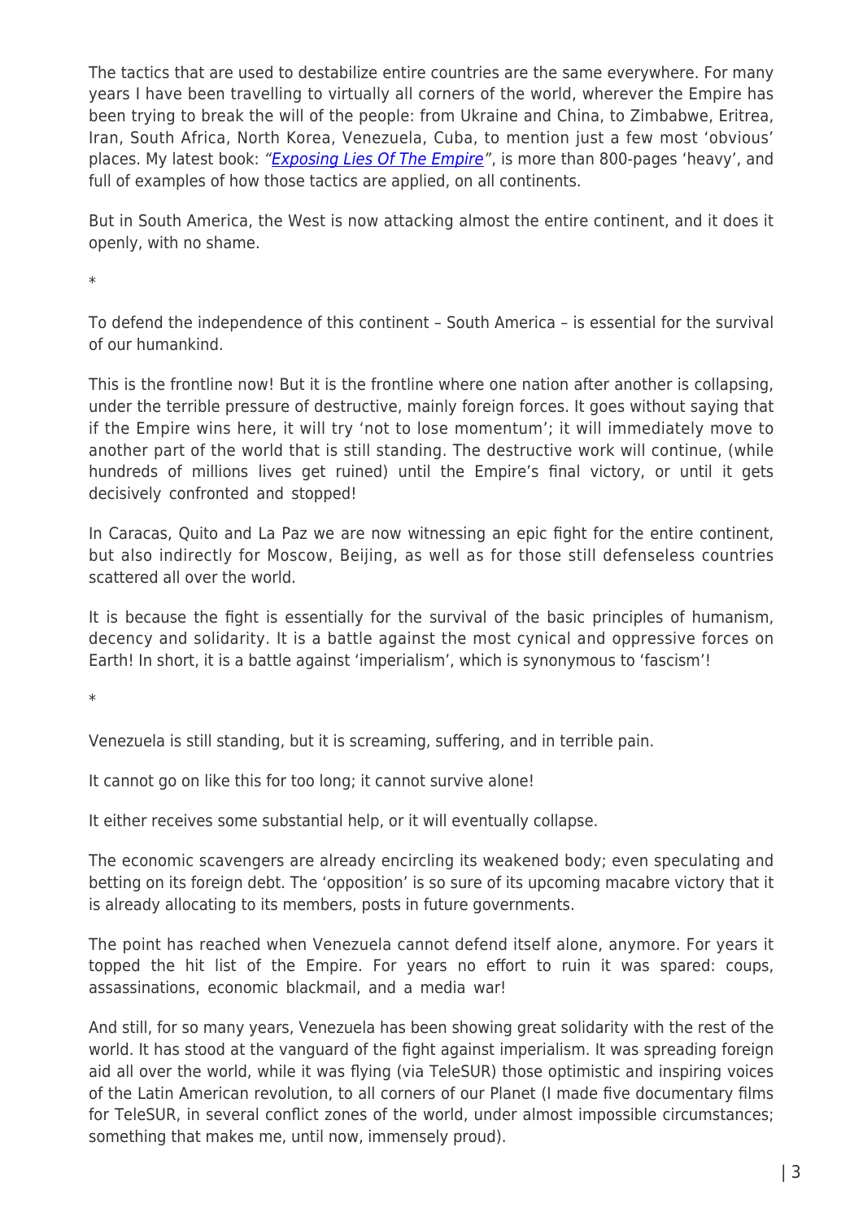The tactics that are used to destabilize entire countries are the same everywhere. For many years I have been travelling to virtually all corners of the world, wherever the Empire has been trying to break the will of the people: from Ukraine and China, to Zimbabwe, Eritrea, Iran, South Africa, North Korea, Venezuela, Cuba, to mention just a few most 'obvious' places. My latest book: "*Exposing Lies Of The Empire*", is more than 800-pages 'heavy', and full of examples of how those tactics are applied, on all continents.

But in South America, the West is now attacking almost the entire continent, and it does it openly, with no shame.

*

To defend the independence of this continent – South America – is essential for the survival of our humankind.

This is the frontline now! But it is the frontline where one nation after another is collapsing, under the terrible pressure of destructive, mainly foreign forces. It goes without saying that if the Empire wins here, it will try 'not to lose momentum'; it will immediately move to another part of the world that is still standing. The destructive work will continue, (while hundreds of millions lives get ruined) until the Empire's final victory, or until it gets decisively confronted and stopped!

In Caracas, Quito and La Paz we are now witnessing an epic fight for the entire continent, but also indirectly for Moscow, Beijing, as well as for those still defenseless countries scattered all over the world.

It is because the fight is essentially for the survival of the basic principles of humanism, decency and solidarity. It is a battle against the most cynical and oppressive forces on Earth! In short, it is a battle against 'imperialism', which is synonymous to 'fascism'!

*

Venezuela is still standing, but it is screaming, suffering, and in terrible pain.

It cannot go on like this for too long; it cannot survive alone!

It either receives some substantial help, or it will eventually collapse.

The economic scavengers are already encircling its weakened body; even speculating and betting on its foreign debt. The 'opposition' is so sure of its upcoming macabre victory that it is already allocating to its members, posts in future governments.

The point has reached when Venezuela cannot defend itself alone, anymore. For years it topped the hit list of the Empire. For years no effort to ruin it was spared: coups, assassinations, economic blackmail, and a media war!

And still, for so many years, Venezuela has been showing great solidarity with the rest of the world. It has stood at the vanguard of the fight against imperialism. It was spreading foreign aid all over the world, while it was flying (via TeleSUR) those optimistic and inspiring voices of the Latin American revolution, to all corners of our Planet (I made five documentary films for TeleSUR, in several conflict zones of the world, under almost impossible circumstances; something that makes me, until now, immensely proud).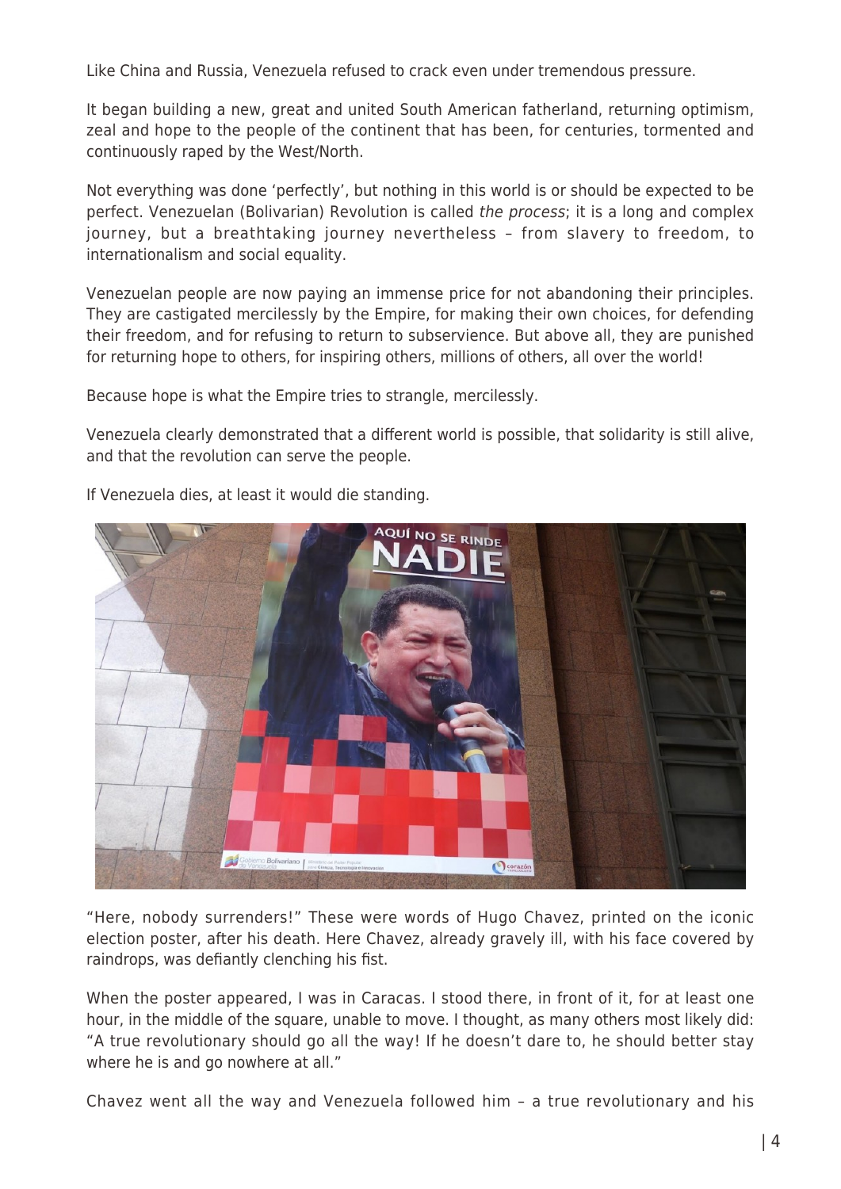Like China and Russia, Venezuela refused to crack even under tremendous pressure.

It began building a new, great and united South American fatherland, returning optimism, zeal and hope to the people of the continent that has been, for centuries, tormented and continuously raped by the West/North.

Not everything was done 'perfectly', but nothing in this world is or should be expected to be perfect. Venezuelan (Bolivarian) Revolution is called *the process*; it is a long and complex journey, but a breathtaking journey nevertheless – from slavery to freedom, to internationalism and social equality.

Venezuelan people are now paying an immense price for not abandoning their principles. They are castigated mercilessly by the Empire, for making their own choices, for defending their freedom, and for refusing to return to subservience. But above all, they are punished for returning hope to others, for inspiring others, millions of others, all over the world!

Because hope is what the Empire tries to strangle, mercilessly.

Venezuela clearly demonstrated that a different world is possible, that solidarity is still alive, and that the revolution can serve the people.

If Venezuela dies, at least it would die standing.

"Here, nobody surrenders!" These were words of Hugo Chavez, printed on the iconic election poster, after his death. Here Chavez, already gravely ill, with his face covered by raindrops, was defiantly clenching his fist.

When the poster appeared, I was in Caracas. I stood there, in front of it, for at least one hour, in the middle of the square, unable to move. I thought, as many others most likely did: "A true revolutionary should go all the way! If he doesn't dare to, he should better stay where he is and go nowhere at all."

Chavez went all the way and Venezuela followed him – a true revolutionary and his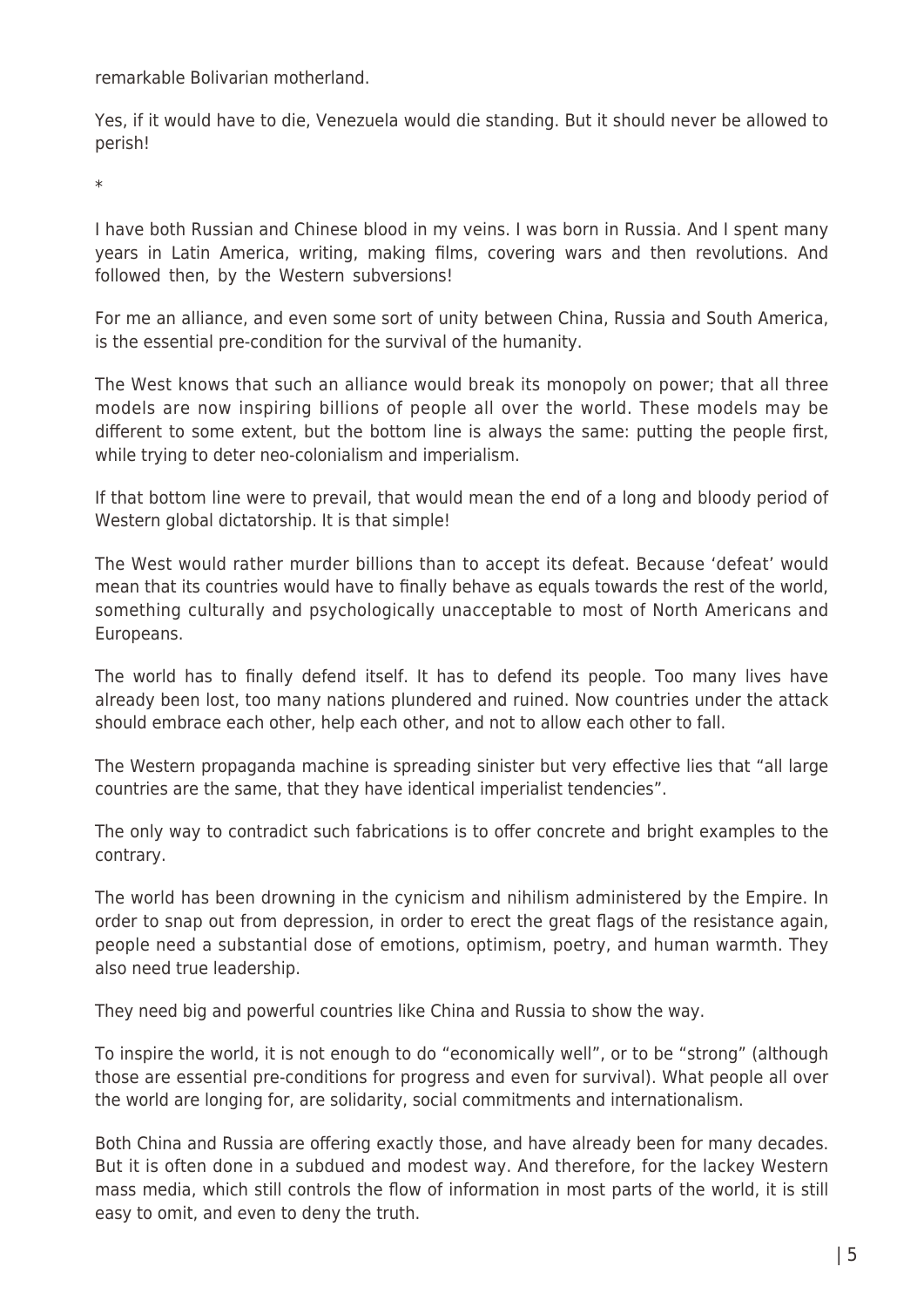remarkable Bolivarian motherland.

Yes, if it would have to die, Venezuela would die standing. But it should never be allowed to perish!

*

I have both Russian and Chinese blood in my veins. I was born in Russia. And I spent many years in Latin America, writing, making films, covering wars and then revolutions. And followed then, by the Western subversions!

For me an alliance, and even some sort of unity between China, Russia and South America, is the essential pre-condition for the survival of the humanity.

The West knows that such an alliance would break its monopoly on power; that all three models are now inspiring billions of people all over the world. These models may be different to some extent, but the bottom line is always the same: putting the people first, while trying to deter neo-colonialism and imperialism.

If that bottom line were to prevail, that would mean the end of a long and bloody period of Western global dictatorship. It is that simple!

The West would rather murder billions than to accept its defeat. Because 'defeat' would mean that its countries would have to finally behave as equals towards the rest of the world, something culturally and psychologically unacceptable to most of North Americans and Europeans.

The world has to finally defend itself. It has to defend its people. Too many lives have already been lost, too many nations plundered and ruined. Now countries under the attack should embrace each other, help each other, and not to allow each other to fall.

The Western propaganda machine is spreading sinister but very effective lies that "all large countries are the same, that they have identical imperialist tendencies".

The only way to contradict such fabrications is to offer concrete and bright examples to the contrary.

The world has been drowning in the cynicism and nihilism administered by the Empire. In order to snap out from depression, in order to erect the great flags of the resistance again, people need a substantial dose of emotions, optimism, poetry, and human warmth. They also need true leadership.

They need big and powerful countries like China and Russia to show the way.

To inspire the world, it is not enough to do "economically well", or to be "strong" (although those are essential pre-conditions for progress and even for survival). What people all over the world are longing for, are solidarity, social commitments and internationalism.

Both China and Russia are offering exactly those, and have already been for many decades. But it is often done in a subdued and modest way. And therefore, for the lackey Western mass media, which still controls the flow of information in most parts of the world, it is still easy to omit, and even to deny the truth.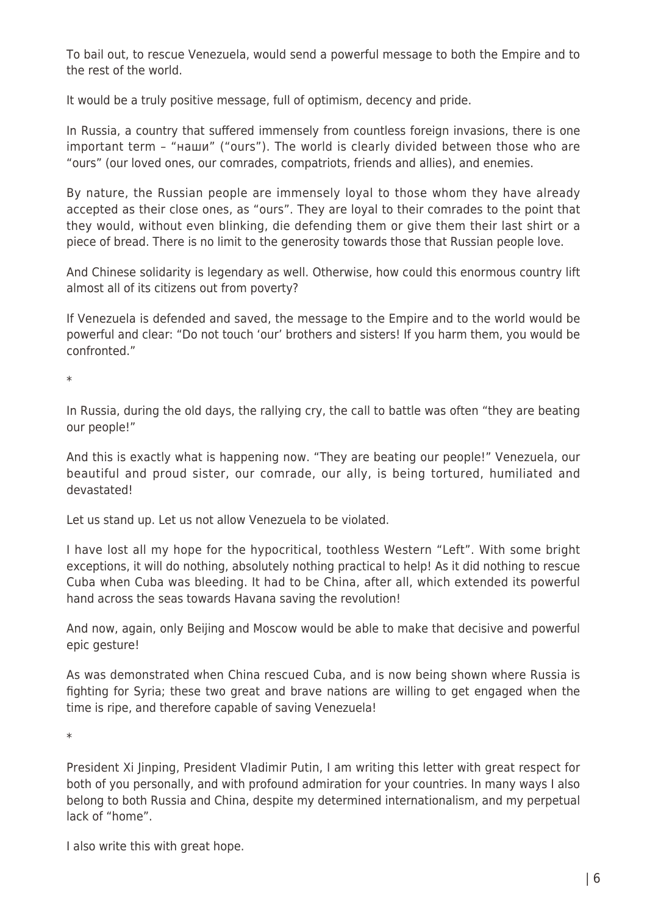To bail out, to rescue Venezuela, would send a powerful message to both the Empire and to the rest of the world.

It would be a truly positive message, full of optimism, decency and pride.

In Russia, a country that suffered immensely from countless foreign invasions, there is one important term – "наши" ("ours"). The world is clearly divided between those who are "ours" (our loved ones, our comrades, compatriots, friends and allies), and enemies.

By nature, the Russian people are immensely loyal to those whom they have already accepted as their close ones, as "ours". They are loyal to their comrades to the point that they would, without even blinking, die defending them or give them their last shirt or a piece of bread. There is no limit to the generosity towards those that Russian people love.

And Chinese solidarity is legendary as well. Otherwise, how could this enormous country lift almost all of its citizens out from poverty?

If Venezuela is defended and saved, the message to the Empire and to the world would be powerful and clear: "Do not touch 'our' brothers and sisters! If you harm them, you would be confronted."

*

In Russia, during the old days, the rallying cry, the call to battle was often "they are beating our people!"

And this is exactly what is happening now. "They are beating our people!" Venezuela, our beautiful and proud sister, our comrade, our ally, is being tortured, humiliated and devastated!

Let us stand up. Let us not allow Venezuela to be violated.

I have lost all my hope for the hypocritical, toothless Western "Left". With some bright exceptions, it will do nothing, absolutely nothing practical to help! As it did nothing to rescue Cuba when Cuba was bleeding. It had to be China, after all, which extended its powerful hand across the seas towards Havana saving the revolution!

And now, again, only Beijing and Moscow would be able to make that decisive and powerful epic gesture!

As was demonstrated when China rescued Cuba, and is now being shown where Russia is fighting for Syria; these two great and brave nations are willing to get engaged when the time is ripe, and therefore capable of saving Venezuela!

*

President Xi Jinping, President Vladimir Putin, I am writing this letter with great respect for both of you personally, and with profound admiration for your countries. In many ways I also belong to both Russia and China, despite my determined internationalism, and my perpetual lack of "home".

I also write this with great hope.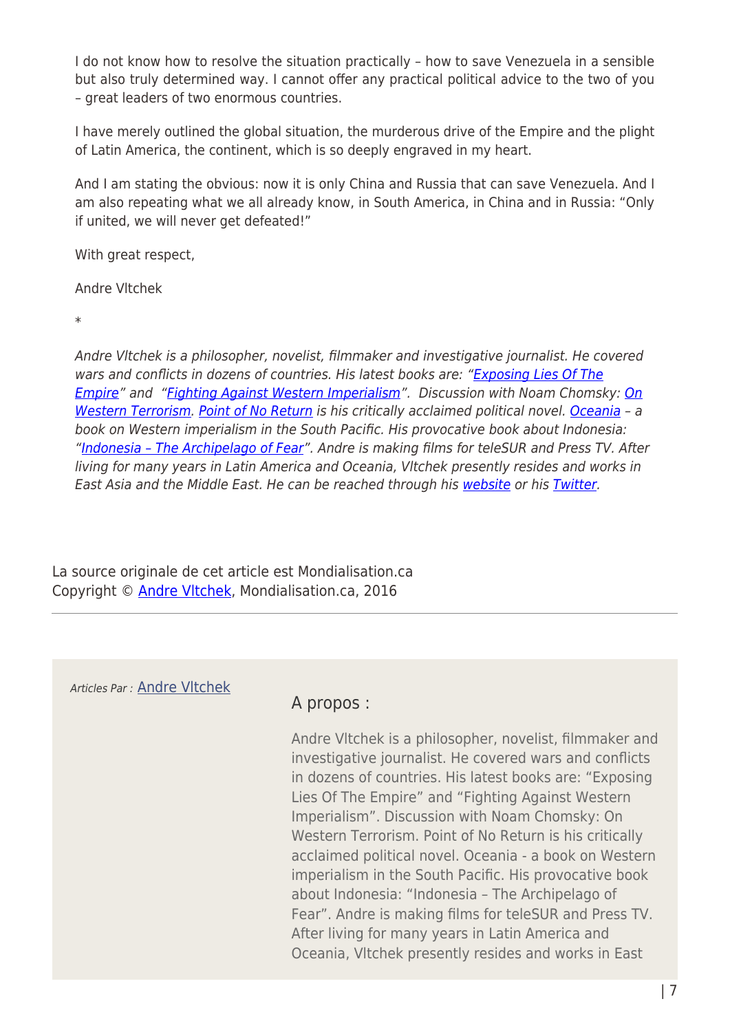I do not know how to resolve the situation practically – how to save Venezuela in a sensible but also truly determined way. I cannot offer any practical political advice to the two of you – great leaders of two enormous countries.

I have merely outlined the global situation, the murderous drive of the Empire and the plight of Latin America, the continent, which is so deeply engraved in my heart.

And I am stating the obvious: now it is only China and Russia that can save Venezuela. And I am also repeating what we all already know, in South America, in China and in Russia: "Only if united, we will never get defeated!"

With great respect,

Andre Vltchek

*

*Andre Vltchek is a philosopher, novelist, filmmaker and investigative journalist. He covered wars and conflicts in dozens of countries. His latest books are: "Exposing Lies Of The Empire" and "Fighting Against Western Imperialism". Discussion with Noam Chomsky: On Western Terrorism. Point of No Return is his critically acclaimed political novel. Oceania – a book on Western imperialism in the South Pacific. His provocative book about Indonesia: "Indonesia – The Archipelago of Fear". Andre is making films for teleSUR and Press TV. After living for many years in Latin America and Oceania, Vltchek presently resides and works in East Asia and the Middle East. He can be reached through his website or his Twitter.*

La source originale de cet article est Mondialisation.ca
Copyright © Andre Vltchek, Mondialisation.ca, 2016

---

*Articles Par :* Andre Vltchek

## A propos :

Andre Vltchek is a philosopher, novelist, filmmaker and investigative journalist. He covered wars and conflicts in dozens of countries. His latest books are: "Exposing Lies Of The Empire" and "Fighting Against Western Imperialism". Discussion with Noam Chomsky: On Western Terrorism. Point of No Return is his critically acclaimed political novel. Oceania - a book on Western imperialism in the South Pacific. His provocative book about Indonesia: "Indonesia – The Archipelago of Fear". Andre is making films for teleSUR and Press TV. After living for many years in Latin America and Oceania, Vltchek presently resides and works in East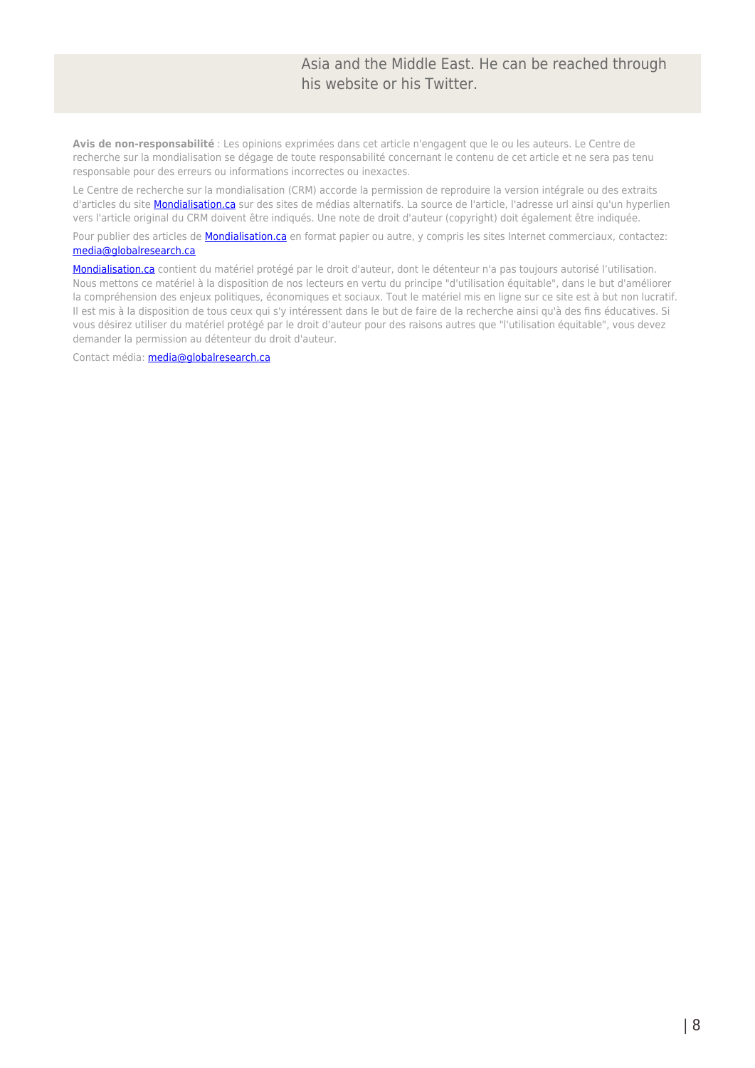Asia and the Middle East. He can be reached through his website or his Twitter.

**Avis de non-responsabilité** : Les opinions exprimées dans cet article n'engagent que le ou les auteurs. Le Centre de recherche sur la mondialisation se dégage de toute responsabilité concernant le contenu de cet article et ne sera pas tenu responsable pour des erreurs ou informations incorrectes ou inexactes.

Le Centre de recherche sur la mondialisation (CRM) accorde la permission de reproduire la version intégrale ou des extraits d'articles du site [Mondialisation.ca](Mondialisation.ca) sur des sites de médias alternatifs. La source de l'article, l'adresse url ainsi qu'un hyperlien vers l'article original du CRM doivent être indiqués. Une note de droit d'auteur (copyright) doit également être indiquée.

Pour publier des articles de [Mondialisation.ca](Mondialisation.ca) en format papier ou autre, y compris les sites Internet commerciaux, contactez: [media@globalresearch.ca](mailto:media@globalresearch.ca)

[Mondialisation.ca](Mondialisation.ca) contient du matériel protégé par le droit d'auteur, dont le détenteur n'a pas toujours autorisé l'utilisation. Nous mettons ce matériel à la disposition de nos lecteurs en vertu du principe "d'utilisation équitable", dans le but d'améliorer la compréhension des enjeux politiques, économiques et sociaux. Tout le matériel mis en ligne sur ce site est à but non lucratif. Il est mis à la disposition de tous ceux qui s'y intéressent dans le but de faire de la recherche ainsi qu'à des fins éducatives. Si vous désirez utiliser du matériel protégé par le droit d'auteur pour des raisons autres que "l'utilisation équitable", vous devez demander la permission au détenteur du droit d'auteur.

Contact média: [media@globalresearch.ca](mailto:media@globalresearch.ca)